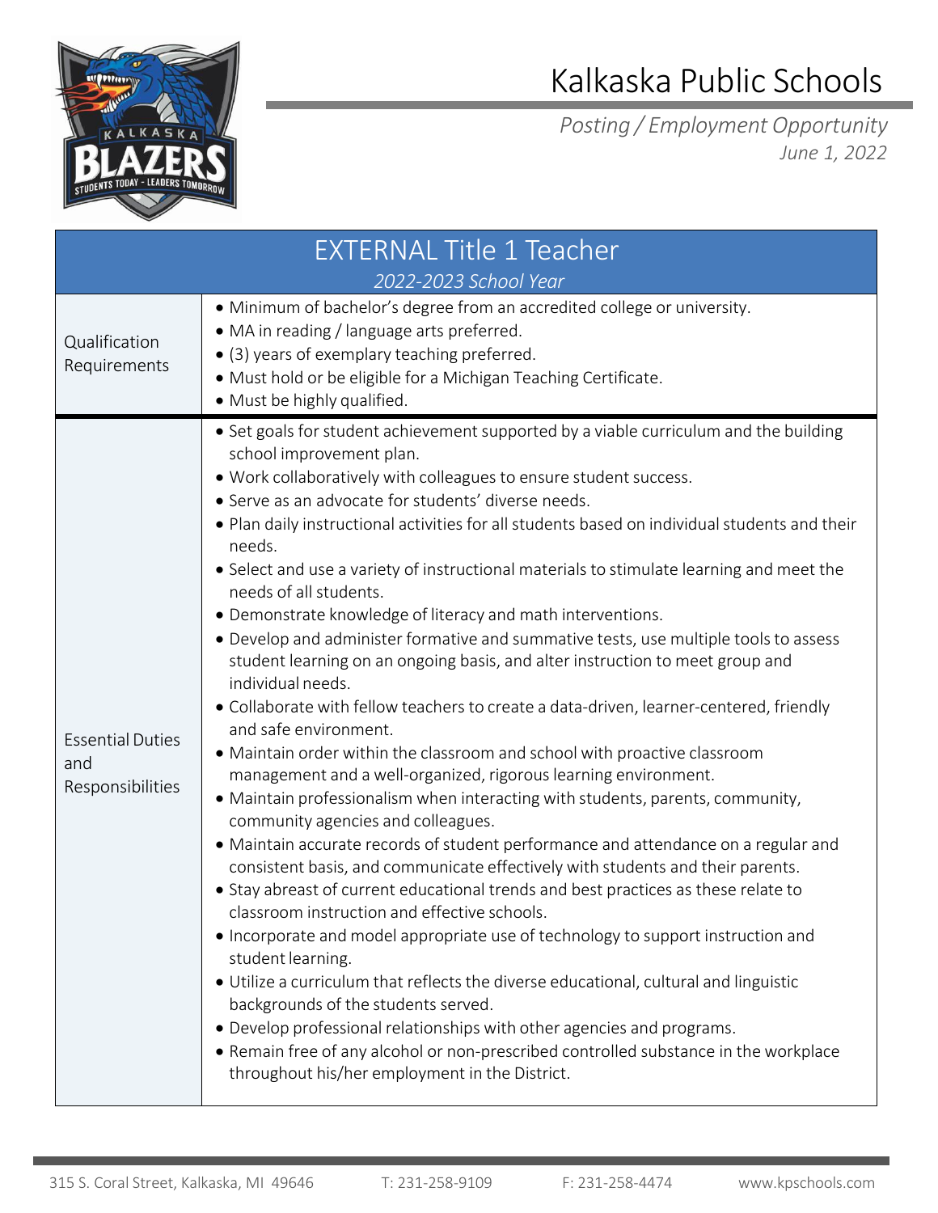# Kalkaska Public Schools

*Posting / Employment Opportunity*
*June 1, 2022*

## EXTERNAL Title 1 Teacher

*2022-2023 School Year*

| | |
|---|---|
| Qualification Requirements | • Minimum of bachelor's degree from an accredited college or university.<br>• MA in reading / language arts preferred.<br>• (3) years of exemplary teaching preferred.<br>• Must hold or be eligible for a Michigan Teaching Certificate.<br>• Must be highly qualified. |
| Essential Duties and Responsibilities | • Set goals for student achievement supported by a viable curriculum and the building school improvement plan.<br>• Work collaboratively with colleagues to ensure student success.<br>• Serve as an advocate for students' diverse needs.<br>• Plan daily instructional activities for all students based on individual students and their needs.<br>• Select and use a variety of instructional materials to stimulate learning and meet the needs of all students.<br>• Demonstrate knowledge of literacy and math interventions.<br>• Develop and administer formative and summative tests, use multiple tools to assess student learning on an ongoing basis, and alter instruction to meet group and individual needs.<br>• Collaborate with fellow teachers to create a data-driven, learner-centered, friendly and safe environment.<br>• Maintain order within the classroom and school with proactive classroom management and a well-organized, rigorous learning environment.<br>• Maintain professionalism when interacting with students, parents, community, community agencies and colleagues.<br>• Maintain accurate records of student performance and attendance on a regular and consistent basis, and communicate effectively with students and their parents.<br>• Stay abreast of current educational trends and best practices as these relate to classroom instruction and effective schools.<br>• Incorporate and model appropriate use of technology to support instruction and student learning.<br>• Utilize a curriculum that reflects the diverse educational, cultural and linguistic backgrounds of the students served.<br>• Develop professional relationships with other agencies and programs.<br>• Remain free of any alcohol or non-prescribed controlled substance in the workplace throughout his/her employment in the District. |

315 S. Coral Street, Kalkaska, MI 49646 T: 231-258-9109 F: 231-258-4474 www.kpschools.com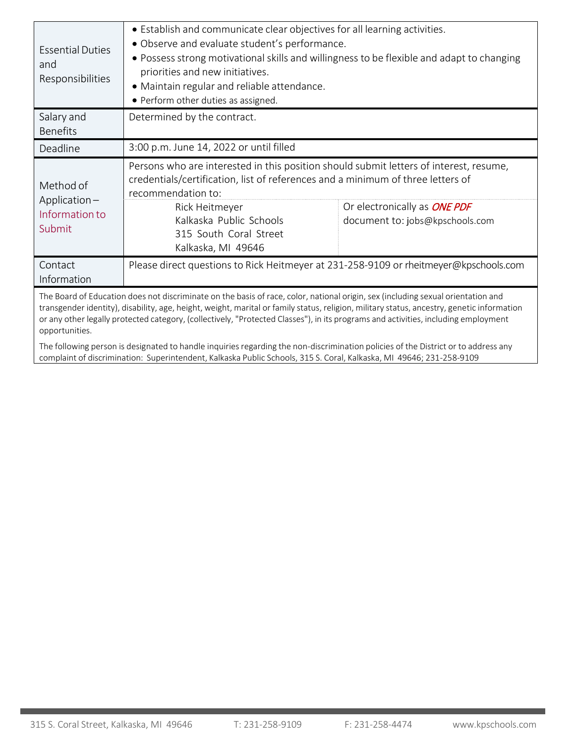| | |
|---|---|
| Essential Duties and Responsibilities | • Establish and communicate clear objectives for all learning activities.<br>• Observe and evaluate student's performance.<br>• Possess strong motivational skills and willingness to be flexible and adapt to changing priorities and new initiatives.<br>• Maintain regular and reliable attendance.<br>• Perform other duties as assigned. |
| Salary and Benefits | Determined by the contract. |
| Deadline | 3:00 p.m. June 14, 2022 or until filled |
| Method of Application – Information to Submit | Persons who are interested in this position should submit letters of interest, resume, credentials/certification, list of references and a minimum of three letters of recommendation to:<br>Rick Heitmeyer<br>Kalkaska Public Schools<br>315 South Coral Street<br>Kalkaska, MI 49646<br>Or electronically as ***ONE PDF*** document to: jobs@kpschools.com |
| Contact Information | Please direct questions to Rick Heitmeyer at 231-258-9109 or rheitmeyer@kpschools.com |

The Board of Education does not discriminate on the basis of race, color, national origin, sex (including sexual orientation and transgender identity), disability, age, height, weight, marital or family status, religion, military status, ancestry, genetic information or any other legally protected category, (collectively, "Protected Classes"), in its programs and activities, including employment opportunities.

The following person is designated to handle inquiries regarding the non-discrimination policies of the District or to address any complaint of discrimination: Superintendent, Kalkaska Public Schools, 315 S. Coral, Kalkaska, MI 49646; 231-258-9109